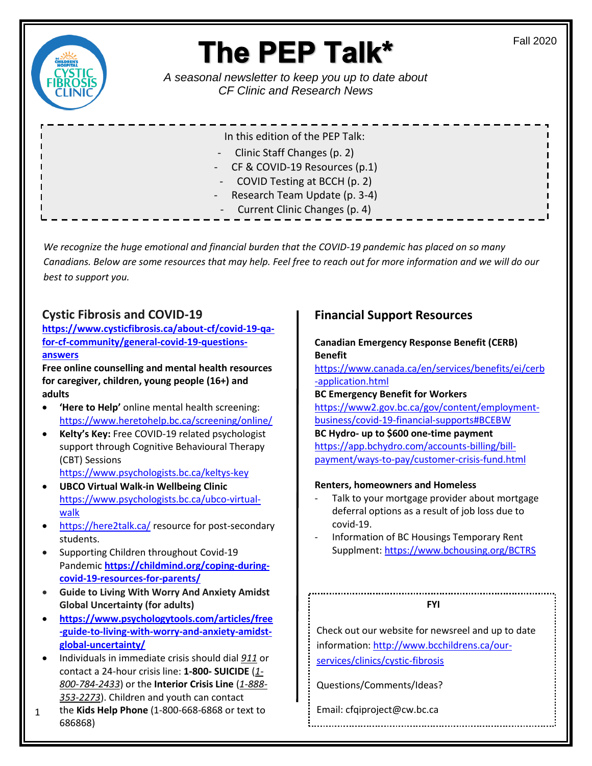Fall 2020

# The PEP Talk*

*A seasonal newsletter to keep you up to date about CF Clinic and Research News*

In this edition of the PEP Talk:

- Clinic Staff Changes (p. 2)
- CF & COVID-19 Resources (p.1)
- COVID Testing at BCCH (p. 2)
- Research Team Update (p. 3-4)
- Current Clinic Changes (p. 4)

*We recognize the huge emotional and financial burden that the COVID-19 pandemic has placed on so many Canadians. Below are some resources that may help. Feel free to reach out for more information and we will do our best to support you.*

## Cystic Fibrosis and COVID-19

**https://www.cysticfibrosis.ca/about-cf/covid-19-qa-for-cf-community/general-covid-19-questions-answers**

**Free online counselling and mental health resources for caregiver, children, young people (16+) and adults**

- **'Here to Help'** online mental health screening: https://www.heretohelp.bc.ca/screening/online/
- **Kelty's Key:** Free COVID-19 related psychologist support through Cognitive Behavioural Therapy (CBT) Sessions https://www.psychologists.bc.ca/keltys-key
- **UBCO Virtual Walk-in Wellbeing Clinic** https://www.psychologists.bc.ca/ubco-virtual-walk
- https://here2talk.ca/ resource for post-secondary students.
- Supporting Children throughout Covid-19 Pandemic **https://childmind.org/coping-during-covid-19-resources-for-parents/**
- **Guide to Living With Worry And Anxiety Amidst Global Uncertainty (for adults)**
- **https://www.psychologytools.com/articles/free-guide-to-living-with-worry-and-anxiety-amidst-global-uncertainty/**
- Individuals in immediate crisis should dial *911* or contact a 24-hour crisis line: **1-800- SUICIDE** (*1-800-784-2433*) or the **Interior Crisis Line** (*1-888-353-2273*). Children and youth can contact the **Kids Help Phone** (1-800-668-6868 or text to 686868)

## Financial Support Resources

**Canadian Emergency Response Benefit (CERB) Benefit**
https://www.canada.ca/en/services/benefits/ei/cerb-application.html

**BC Emergency Benefit for Workers**
https://www2.gov.bc.ca/gov/content/employment-business/covid-19-financial-supports#BCEBW

**BC Hydro- up to $600 one-time payment**
https://app.bchydro.com/accounts-billing/bill-payment/ways-to-pay/customer-crisis-fund.html

**Renters, homeowners and Homeless**

- Talk to your mortgage provider about mortgage deferral options as a result of job loss due to covid-19.
- Information of BC Housings Temporary Rent Supplment: https://www.bchousing.org/BCTRS

**FYI**

Check out our website for newsreel and up to date information: http://www.bcchildrens.ca/our-services/clinics/cystic-fibrosis

Questions/Comments/Ideas?

Email: cfqiproject@cw.bc.ca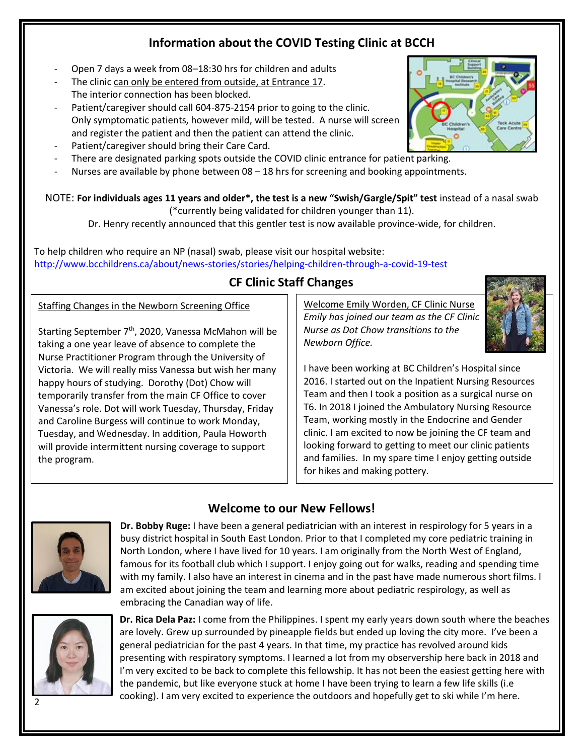## Information about the COVID Testing Clinic at BCCH

- Open 7 days a week from 08–18:30 hrs for children and adults
- The clinic can only be entered from outside, at Entrance 17. The interior connection has been blocked.
- Patient/caregiver should call 604-875-2154 prior to going to the clinic. Only symptomatic patients, however mild, will be tested. A nurse will screen and register the patient and then the patient can attend the clinic.
- Patient/caregiver should bring their Care Card.
- There are designated parking spots outside the COVID clinic entrance for patient parking.
- Nurses are available by phone between 08 – 18 hrs for screening and booking appointments.

NOTE: **For individuals ages 11 years and older\*, the test is a new "Swish/Gargle/Spit" test** instead of a nasal swab (\*currently being validated for children younger than 11).
Dr. Henry recently announced that this gentler test is now available province-wide, for children.

To help children who require an NP (nasal) swab, please visit our hospital website:
http://www.bcchildrens.ca/about/news-stories/stories/helping-children-through-a-covid-19-test

## CF Clinic Staff Changes

Staffing Changes in the Newborn Screening Office

Starting September 7th, 2020, Vanessa McMahon will be taking a one year leave of absence to complete the Nurse Practitioner Program through the University of Victoria. We will really miss Vanessa but wish her many happy hours of studying. Dorothy (Dot) Chow will temporarily transfer from the main CF Office to cover Vanessa's role. Dot will work Tuesday, Thursday, Friday and Caroline Burgess will continue to work Monday, Tuesday, and Wednesday. In addition, Paula Howorth will provide intermittent nursing coverage to support the program.

Welcome Emily Worden, CF Clinic Nurse

*Emily has joined our team as the CF Clinic Nurse as Dot Chow transitions to the Newborn Office.*

I have been working at BC Children's Hospital since 2016. I started out on the Inpatient Nursing Resources Team and then I took a position as a surgical nurse on T6. In 2018 I joined the Ambulatory Nursing Resource Team, working mostly in the Endocrine and Gender clinic. I am excited to now be joining the CF team and looking forward to getting to meet our clinic patients and families. In my spare time I enjoy getting outside for hikes and making pottery.

## Welcome to our New Fellows!

**Dr. Bobby Ruge:** I have been a general pediatrician with an interest in respirology for 5 years in a busy district hospital in South East London. Prior to that I completed my core pediatric training in North London, where I have lived for 10 years. I am originally from the North West of England, famous for its football club which I support. I enjoy going out for walks, reading and spending time with my family. I also have an interest in cinema and in the past have made numerous short films. I am excited about joining the team and learning more about pediatric respirology, as well as embracing the Canadian way of life.

**Dr. Rica Dela Paz:** I come from the Philippines. I spent my early years down south where the beaches are lovely. Grew up surrounded by pineapple fields but ended up loving the city more. I've been a general pediatrician for the past 4 years. In that time, my practice has revolved around kids presenting with respiratory symptoms. I learned a lot from my observership here back in 2018 and I'm very excited to be back to complete this fellowship. It has not been the easiest getting here with the pandemic, but like everyone stuck at home I have been trying to learn a few life skills (i.e cooking). I am very excited to experience the outdoors and hopefully get to ski while I'm here.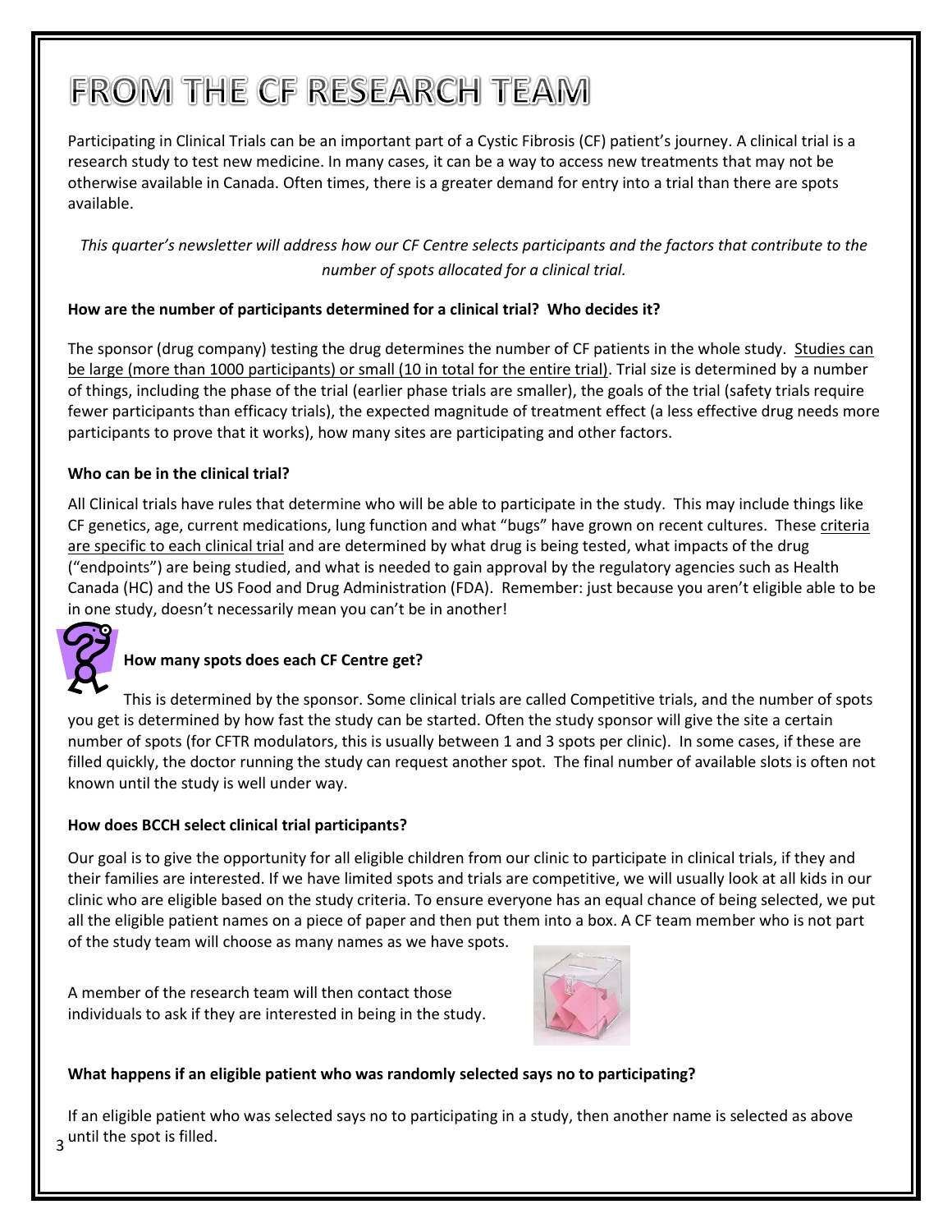# FROM THE CF RESEARCH TEAM

Participating in Clinical Trials can be an important part of a Cystic Fibrosis (CF) patient's journey. A clinical trial is a research study to test new medicine. In many cases, it can be a way to access new treatments that may not be otherwise available in Canada. Often times, there is a greater demand for entry into a trial than there are spots available.

*This quarter's newsletter will address how our CF Centre selects participants and the factors that contribute to the number of spots allocated for a clinical trial.*

**How are the number of participants determined for a clinical trial? Who decides it?**

The sponsor (drug company) testing the drug determines the number of CF patients in the whole study. Studies can be large (more than 1000 participants) or small (10 in total for the entire trial). Trial size is determined by a number of things, including the phase of the trial (earlier phase trials are smaller), the goals of the trial (safety trials require fewer participants than efficacy trials), the expected magnitude of treatment effect (a less effective drug needs more participants to prove that it works), how many sites are participating and other factors.

**Who can be in the clinical trial?**

All Clinical trials have rules that determine who will be able to participate in the study. This may include things like CF genetics, age, current medications, lung function and what "bugs" have grown on recent cultures. These criteria are specific to each clinical trial and are determined by what drug is being tested, what impacts of the drug ("endpoints") are being studied, and what is needed to gain approval by the regulatory agencies such as Health Canada (HC) and the US Food and Drug Administration (FDA). Remember: just because you aren't eligible able to be in one study, doesn't necessarily mean you can't be in another!

**How many spots does each CF Centre get?**

This is determined by the sponsor. Some clinical trials are called Competitive trials, and the number of spots you get is determined by how fast the study can be started. Often the study sponsor will give the site a certain number of spots (for CFTR modulators, this is usually between 1 and 3 spots per clinic). In some cases, if these are filled quickly, the doctor running the study can request another spot. The final number of available slots is often not known until the study is well under way.

**How does BCCH select clinical trial participants?**

Our goal is to give the opportunity for all eligible children from our clinic to participate in clinical trials, if they and their families are interested. If we have limited spots and trials are competitive, we will usually look at all kids in our clinic who are eligible based on the study criteria. To ensure everyone has an equal chance of being selected, we put all the eligible patient names on a piece of paper and then put them into a box. A CF team member who is not part of the study team will choose as many names as we have spots.

A member of the research team will then contact those individuals to ask if they are interested in being in the study.

**What happens if an eligible patient who was randomly selected says no to participating?**

If an eligible patient who was selected says no to participating in a study, then another name is selected as above until the spot is filled.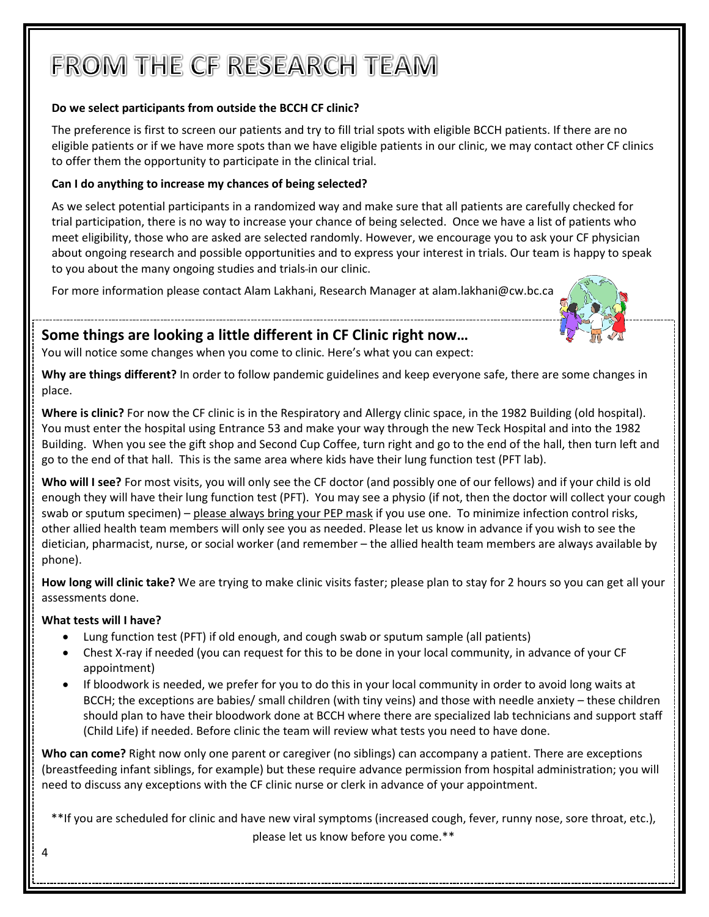# FROM THE CF RESEARCH TEAM

**Do we select participants from outside the BCCH CF clinic?**

The preference is first to screen our patients and try to fill trial spots with eligible BCCH patients. If there are no eligible patients or if we have more spots than we have eligible patients in our clinic, we may contact other CF clinics to offer them the opportunity to participate in the clinical trial.

**Can I do anything to increase my chances of being selected?**

As we select potential participants in a randomized way and make sure that all patients are carefully checked for trial participation, there is no way to increase your chance of being selected. Once we have a list of patients who meet eligibility, those who are asked are selected randomly. However, we encourage you to ask your CF physician about ongoing research and possible opportunities and to express your interest in trials. Our team is happy to speak to you about the many ongoing studies and trials in our clinic.

For more information please contact Alam Lakhani, Research Manager at alam.lakhani@cw.bc.ca

## Some things are looking a little different in CF Clinic right now…

You will notice some changes when you come to clinic. Here's what you can expect:

**Why are things different?** In order to follow pandemic guidelines and keep everyone safe, there are some changes in place.

**Where is clinic?** For now the CF clinic is in the Respiratory and Allergy clinic space, in the 1982 Building (old hospital). You must enter the hospital using Entrance 53 and make your way through the new Teck Hospital and into the 1982 Building. When you see the gift shop and Second Cup Coffee, turn right and go to the end of the hall, then turn left and go to the end of that hall. This is the same area where kids have their lung function test (PFT lab).

**Who will I see?** For most visits, you will only see the CF doctor (and possibly one of our fellows) and if your child is old enough they will have their lung function test (PFT). You may see a physio (if not, then the doctor will collect your cough swab or sputum specimen) – please always bring your PEP mask if you use one. To minimize infection control risks, other allied health team members will only see you as needed. Please let us know in advance if you wish to see the dietician, pharmacist, nurse, or social worker (and remember – the allied health team members are always available by phone).

**How long will clinic take?** We are trying to make clinic visits faster; please plan to stay for 2 hours so you can get all your assessments done.

**What tests will I have?**

- Lung function test (PFT) if old enough, and cough swab or sputum sample (all patients)
- Chest X-ray if needed (you can request for this to be done in your local community, in advance of your CF appointment)
- If bloodwork is needed, we prefer for you to do this in your local community in order to avoid long waits at BCCH; the exceptions are babies/ small children (with tiny veins) and those with needle anxiety – these children should plan to have their bloodwork done at BCCH where there are specialized lab technicians and support staff (Child Life) if needed. Before clinic the team will review what tests you need to have done.

**Who can come?** Right now only one parent or caregiver (no siblings) can accompany a patient. There are exceptions (breastfeeding infant siblings, for example) but these require advance permission from hospital administration; you will need to discuss any exceptions with the CF clinic nurse or clerk in advance of your appointment.

**If you are scheduled for clinic and have new viral symptoms (increased cough, fever, runny nose, sore throat, etc.), please let us know before you come.**